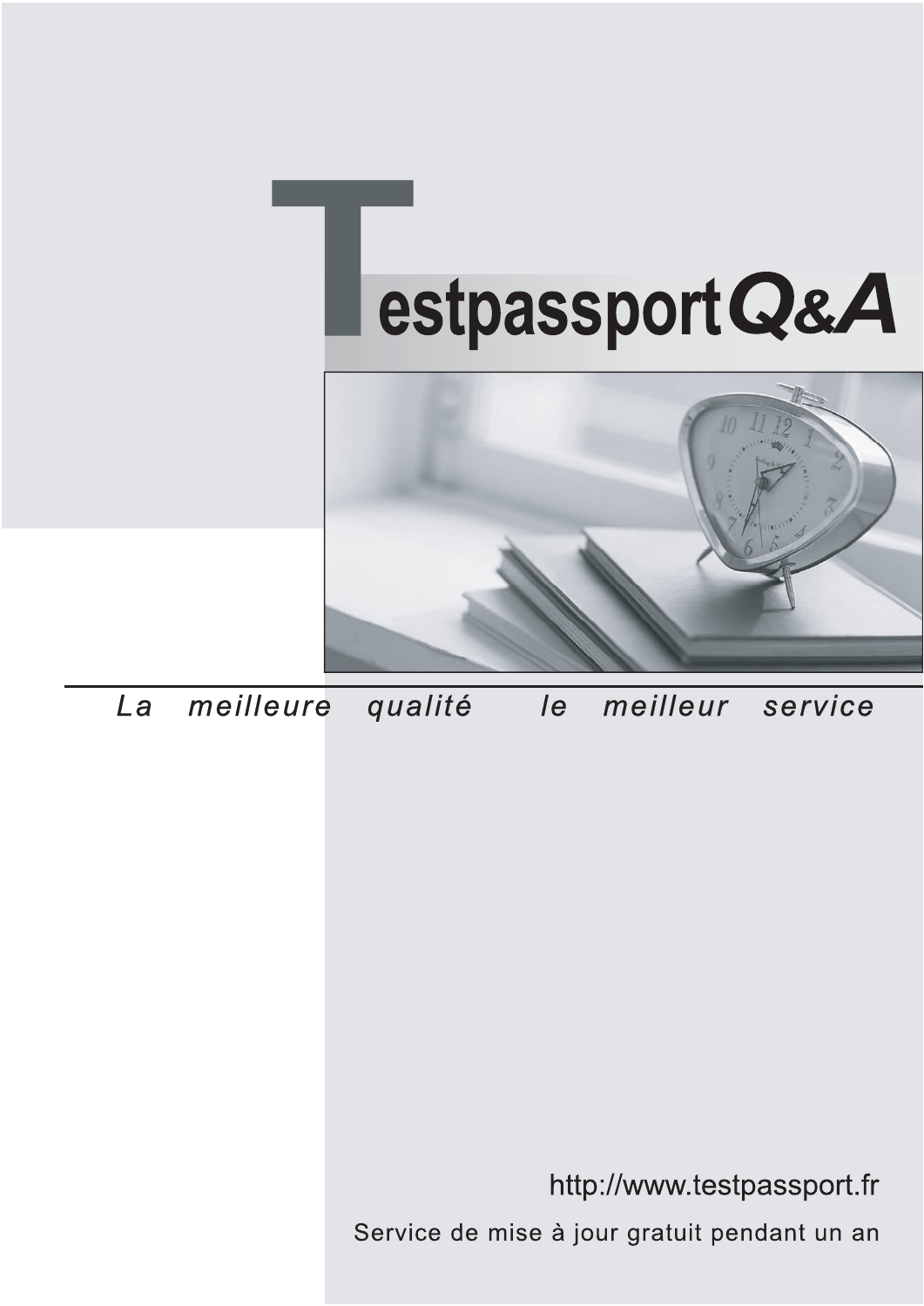# TestpassportQ&A

*La meilleure qualité le meilleur service*

http://www.testpassport.fr

Service de mise à jour gratuit pendant un an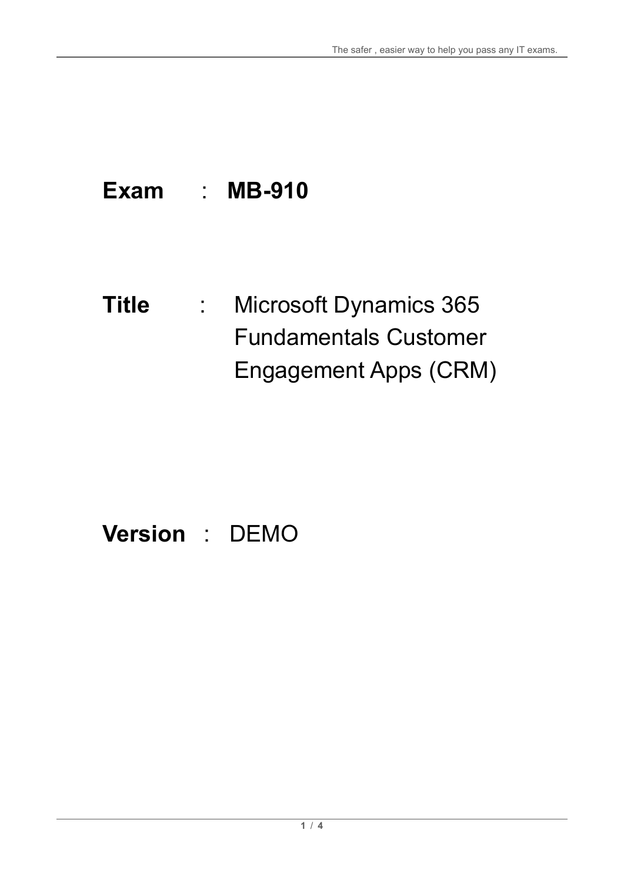**Exam** : **MB-910**

**Title** : Microsoft Dynamics 365 Fundamentals Customer Engagement Apps (CRM)

**Version** : DEMO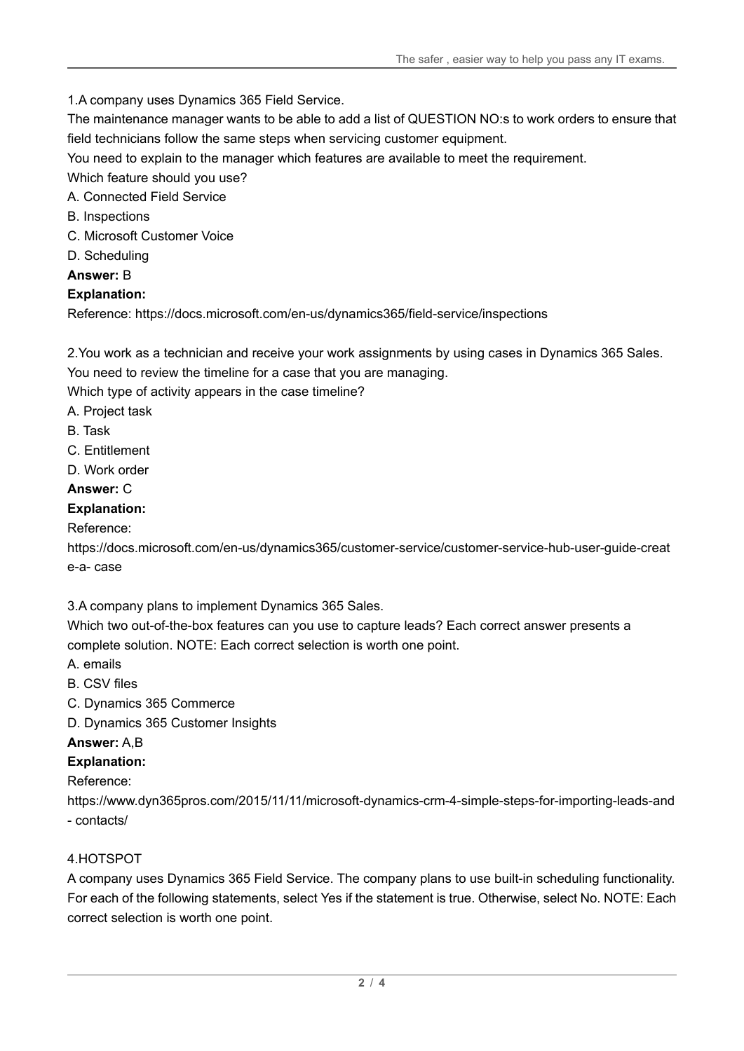1.A company uses Dynamics 365 Field Service.

The maintenance manager wants to be able to add a list of QUESTION NO:s to work orders to ensure that field technicians follow the same steps when servicing customer equipment.

You need to explain to the manager which features are available to meet the requirement.

Which feature should you use?

A. Connected Field Service

B. Inspections

C. Microsoft Customer Voice

D. Scheduling

**Answer:** B

**Explanation:**

Reference: https://docs.microsoft.com/en-us/dynamics365/field-service/inspections

2.You work as a technician and receive your work assignments by using cases in Dynamics 365 Sales.

You need to review the timeline for a case that you are managing.

Which type of activity appears in the case timeline?

A. Project task

B. Task

C. Entitlement

D. Work order

**Answer:** C

**Explanation:**

Reference:

https://docs.microsoft.com/en-us/dynamics365/customer-service/customer-service-hub-user-guide-creat e-a- case

3.A company plans to implement Dynamics 365 Sales.

Which two out-of-the-box features can you use to capture leads? Each correct answer presents a complete solution. NOTE: Each correct selection is worth one point.

A. emails

B. CSV files

C. Dynamics 365 Commerce

D. Dynamics 365 Customer Insights

**Answer:** A,B

**Explanation:**

Reference:

https://www.dyn365pros.com/2015/11/11/microsoft-dynamics-crm-4-simple-steps-for-importing-leads-and - contacts/

4.HOTSPOT

A company uses Dynamics 365 Field Service. The company plans to use built-in scheduling functionality. For each of the following statements, select Yes if the statement is true. Otherwise, select No. NOTE: Each correct selection is worth one point.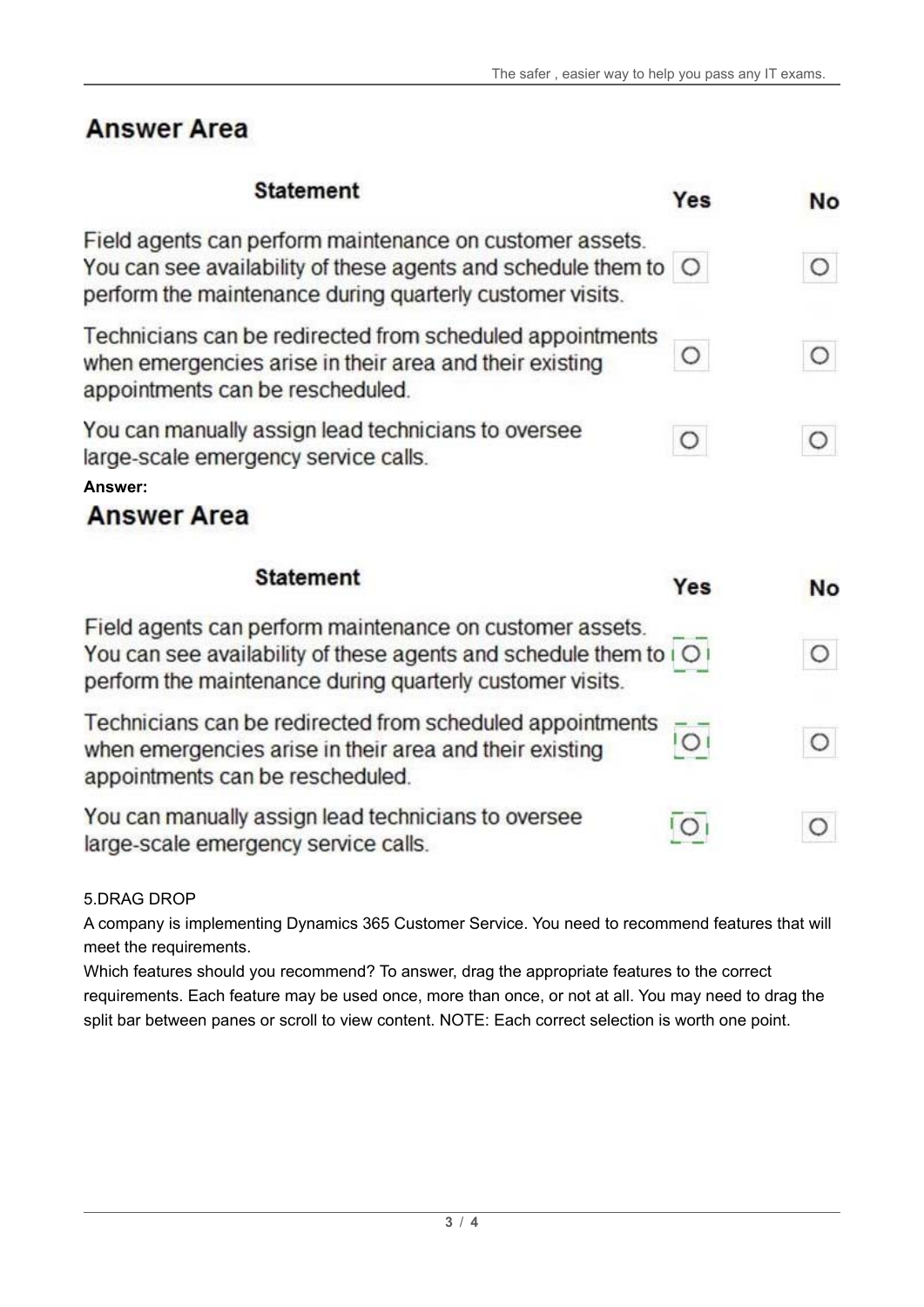## Answer Area

| Statement | Yes | No |
|---|---|---|
| Field agents can perform maintenance on customer assets. You can see availability of these agents and schedule them to perform the maintenance during quarterly customer visits. | ○ | ○ |
| Technicians can be redirected from scheduled appointments when emergencies arise in their area and their existing appointments can be rescheduled. | ○ | ○ |
| You can manually assign lead technicians to oversee large-scale emergency service calls. | ○ | ○ |

**Answer:**

## Answer Area

| Statement | Yes | No |
|---|---|---|
| Field agents can perform maintenance on customer assets. You can see availability of these agents and schedule them to perform the maintenance during quarterly customer visits. | ● | ○ |
| Technicians can be redirected from scheduled appointments when emergencies arise in their area and their existing appointments can be rescheduled. | ● | ○ |
| You can manually assign lead technicians to oversee large-scale emergency service calls. | ● | ○ |

5.DRAG DROP

A company is implementing Dynamics 365 Customer Service. You need to recommend features that will meet the requirements.

Which features should you recommend? To answer, drag the appropriate features to the correct requirements. Each feature may be used once, more than once, or not at all. You may need to drag the split bar between panes or scroll to view content. NOTE: Each correct selection is worth one point.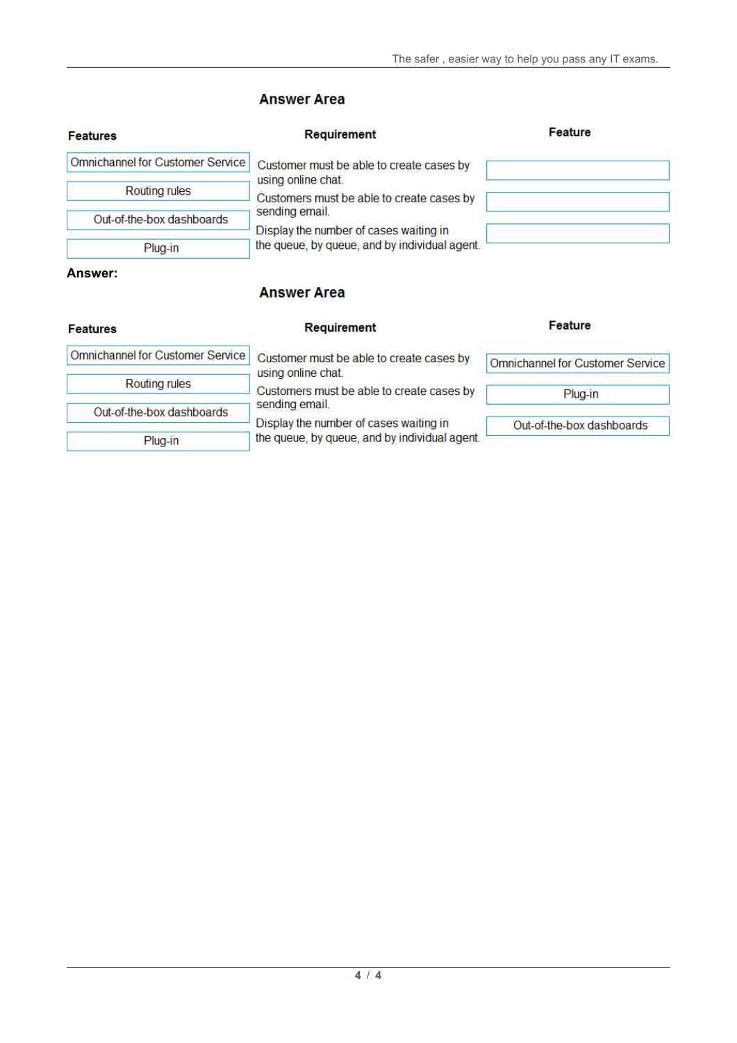## Answer Area

| Features | Requirement | Feature |
| --- | --- | --- |
| Omnichannel for Customer Service | Customer must be able to create cases by using online chat. | |
| Routing rules | Customers must be able to create cases by sending email. | |
| Out-of-the-box dashboards | Display the number of cases waiting in the queue, by queue, and by individual agent. | |
| Plug-in | | |

**Answer:**

## Answer Area

| Features | Requirement | Feature |
| --- | --- | --- |
| Omnichannel for Customer Service | Customer must be able to create cases by using online chat. | Omnichannel for Customer Service |
| Routing rules | Customers must be able to create cases by sending email. | Plug-in |
| Out-of-the-box dashboards | Display the number of cases waiting in the queue, by queue, and by individual agent. | Out-of-the-box dashboards |
| Plug-in | | |